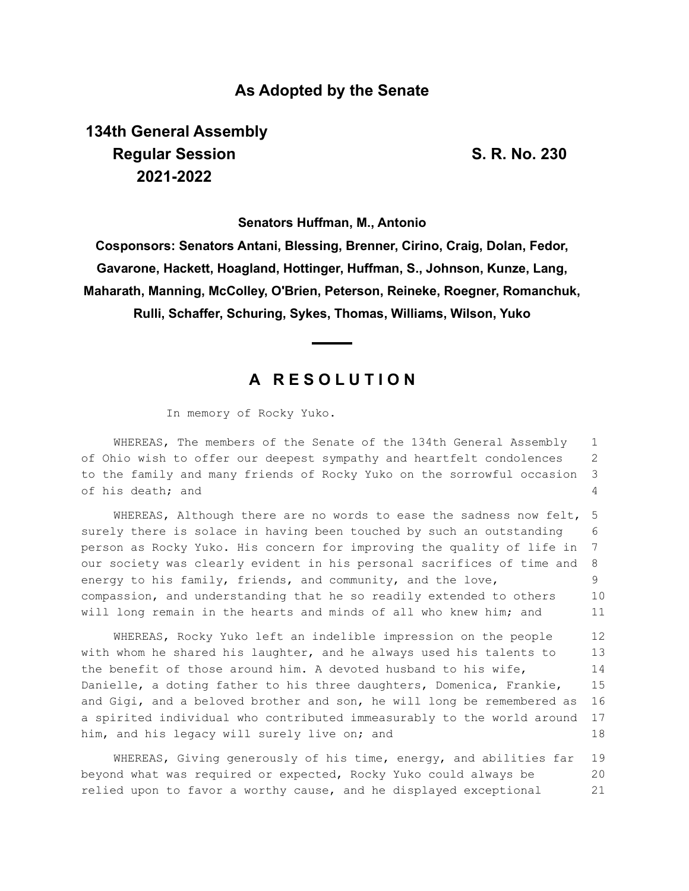**As Adopted by the Senate**

**134th General Assembly**
**Regular Session** **S. R. No. 230**
**2021-2022**

**Senators Huffman, M., Antonio**

**Cosponsors: Senators Antani, Blessing, Brenner, Cirino, Craig, Dolan, Fedor, Gavarone, Hackett, Hoagland, Hottinger, Huffman, S., Johnson, Kunze, Lang, Maharath, Manning, McColley, O'Brien, Peterson, Reineke, Roegner, Romanchuk, Rulli, Schaffer, Schuring, Sykes, Thomas, Williams, Wilson, Yuko**

# A RESOLUTION

In memory of Rocky Yuko.

WHEREAS, The members of the Senate of the 134th General Assembly of Ohio wish to offer our deepest sympathy and heartfelt condolences to the family and many friends of Rocky Yuko on the sorrowful occasion of his death; and

WHEREAS, Although there are no words to ease the sadness now felt, surely there is solace in having been touched by such an outstanding person as Rocky Yuko. His concern for improving the quality of life in our society was clearly evident in his personal sacrifices of time and energy to his family, friends, and community, and the love, compassion, and understanding that he so readily extended to others will long remain in the hearts and minds of all who knew him; and

WHEREAS, Rocky Yuko left an indelible impression on the people with whom he shared his laughter, and he always used his talents to the benefit of those around him. A devoted husband to his wife, Danielle, a doting father to his three daughters, Domenica, Frankie, and Gigi, and a beloved brother and son, he will long be remembered as a spirited individual who contributed immeasurably to the world around him, and his legacy will surely live on; and

WHEREAS, Giving generously of his time, energy, and abilities far beyond what was required or expected, Rocky Yuko could always be relied upon to favor a worthy cause, and he displayed exceptional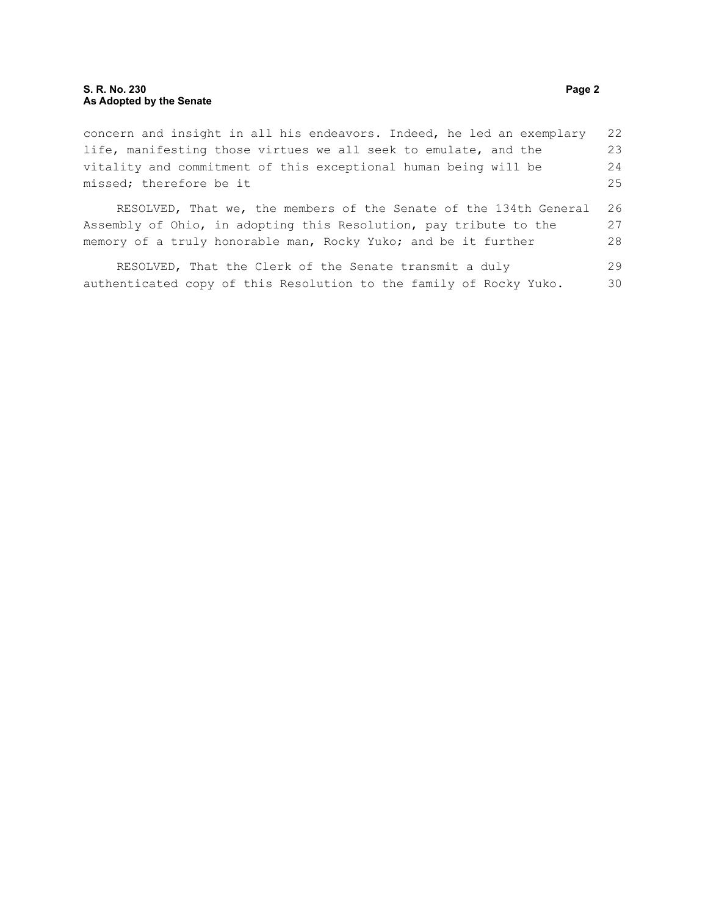concern and insight in all his endeavors. Indeed, he led an exemplary life, manifesting those virtues we all seek to emulate, and the vitality and commitment of this exceptional human being will be missed; therefore be it

RESOLVED, That we, the members of the Senate of the 134th General Assembly of Ohio, in adopting this Resolution, pay tribute to the memory of a truly honorable man, Rocky Yuko; and be it further

RESOLVED, That the Clerk of the Senate transmit a duly authenticated copy of this Resolution to the family of Rocky Yuko.